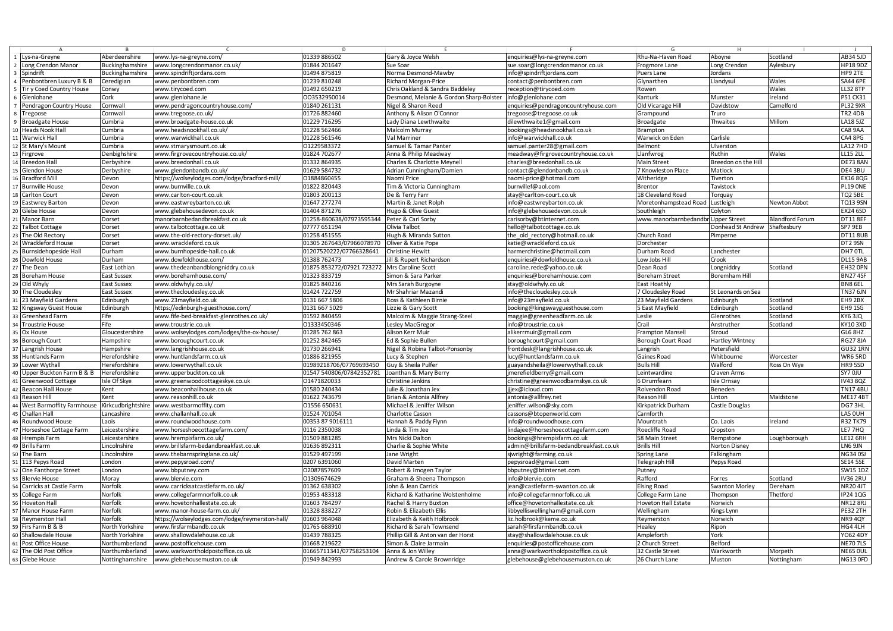| | A | B | C | D | E | F | G | H | I | J |
|---|---|---|---|---|---|---|---|---|---|---|
| 1 | Lys-na-Greyne | Aberdeenshire | www.lys-na-greyne.com/ | 01339 886502 | Gary & Joyce Welsh | enquiries@lys-na-greyne.com | Rhu-Na-Haven Road | Aboyne | Scotland | AB34 5JD |
| 2 | Long Crendon Manor | Buckinghamshire | www.longcrendonmanor.co.uk/ | 01844 201647 | Sue Soar | sue.soar@longcrendonmanor.co.uk | Frogmore Lane | Long Crendon | Aylesbury | HP18 9DZ |
| 3 | Spindrift | Buckinghamshire | www.spindriftjordans.com | 01494 875819 | Norma Desmond-Mawby | info@spindriftjordans.com | Puers Lane | Jordans | | HP9 2TE |
| 4 | Penbontbren Luxury B & B | Ceredigian | www.penbontbren.com | 01239 810248 | Richard Morgan-Price | contact@penbontbren.com | Glynarthen | Llandysul | Wales | SA44 6PE |
| 5 | Tir y Coed Country House | Conwy | www.tirycoed.com | 01492 650219 | Chris Oakland & Sandra Baddeley | reception@tirycoed.com | Rowen | | Wales | LL32 8TP |
| 6 | Glenlohane | Cork | www.glenlohane.ie | OO3532950014 | Desmond, Melanie & Gordon Sharp-Bolster | info@glenlohane.com | Kanturk | Munster | Ireland | P51 CK31 |
| 7 | Pendragon Country House | Cornwall | www.pendragoncountryhouse.com/ | 01840 261131 | Nigel & Sharon Reed | enquiries@pendragoncountryhouse.com | Old Vicarage Hill | Davidstow | Camelford | PL32 9XR |
| 8 | Tregoose | Cornwall | www.tregoose.co.uk/ | 01726 882460 | Anthony & Alison O'Connor | tregoose@tregoose.co.uk | Grampound | Truro | | TR2 4DB |
| 9 | Broadgate House | Cumbria | www.broadgate-house.co.uk | 01229 716295 | Lady Diana Lewthwaite | dilewthwaite1@gmail.com | Broadgate | Thwaites | Millom | LA18 5JZ |
| 10 | Heads Nook Hall | Cumbria | www.headsnookhall.co.uk/ | 01228 562466 | Malcolm Murray | bookings@headsnookhall.co.uk | Brampton | | | CA8 9AA |
| 11 | Warwick Hall | Cumbria | www.warwickhall.co.uk | 01228 561546 | Val Marriner | info@warwickhall.co.uk | Warwick on Eden | Carlisle | | CA4 8PG |
| 12 | St Mary's Mount | Cumbria | www.stmarysmount.co.uk | O1229583372 | Samuel & Tamar Panter | samuel.panter28@gmail.com | Belmont | Ulverston | | LA12 7HD |
| 13 | Firgrove | Denbighshire | www.firgrovecountryhouse.co.uk/ | 01824 702677 | Anna & Philip Meadway | meadway@firgrovecountryhouse.co.uk | Llanfwrog | Ruthin | Wales | LL15 2LL |
| 14 | Breedon Hall | Derbyshire | www.breedonhall.co.uk | 01332 864935 | Charles & Charlotte Meynell | charles@breedonhall.co.uk | Main Street | Breedon on the Hill | | DE73 8AN |
| 15 | Glendon House | Derbyshire | www.glendonbandb.co.uk/ | 01629 584732 | Adrian Cunningham/Damien | contact@glendonbandb.co.uk | 7 Knowleston Place | Matlock | | DE4 3BU |
| 16 | Bradford Mill | Devon | https://wolseylodges.com/lodge/bradford-mill/ | O1884860455 | Naomi Price | naomi-price@hotmail.com | Witheridge | Tiverton | | EX16 8QG |
| 17 | Burnville House | Devon | www.burnville.co.uk | 01822 820443 | Tim & Victoria Cunningham | burnvillef@aol.com | Brentor | Tavistock | | PL19 0NE |
| 18 | Carlton Court | Devon | www.carlton-court.co.uk | 01803 200113 | De & Terry Farr | stay@carlton-court.co.uk | 18 Cleveland Road | Torquay | | TQ2 5BE |
| 19 | Eastwrey Barton | Devon | www.eastwreybarton.co.uk | 01647 277274 | Martin & Janet Rolph | info@eastwreybarton.co.uk | Moretonhampstead Road | Lustleigh | Newton Abbot | TQ13 9SN |
| 20 | Glebe House | Devon | www.glebehousedevon.co.uk | 01404 871276 | Hugo & Olive Guest | info@glebehousedevon.co.uk | Southleigh | Colyton | | EX24 6SD |
| 21 | Manor Barn | Dorset | manorbarnbedandbreakfast.co.uk | 01258-860638/07973595344 | Peter & Cari Sorby | carisorby@btinternet.com | www.manorbarnbedandbr | Upper Street | Blandford Forum | DT11 8EF |
| 22 | Talbot Cottage | Dorset | www.talbotcottage.co.uk | 07777 651194 | Olivia Talbot | hello@talbotcottage.co.uk | | Donhead St Andrew | Shaftesbury | SP7 9EB |
| 23 | The Old Rectory | Dorset | www.the-old-rectory-dorset.uk/ | 01258 451555 | Hugh & Miranda Sutton | the_old_rectory@hotmail.co.uk | Church Road | Pimperne | | DT11 8UB |
| 24 | Wrackleford House | Dorset | www.wrackleford.co.uk | 01305 267643/07966078970 | Oliver & Katie Pope | katie@wrackleford.co.uk | Dorchester | | | DT2 9SN |
| 25 | Burnsidehopeside Hall | Durham | www.burnhopside-hall.co.uk | 01207520222/07766328641 | Christine Hewitt | harmerchristine@hotmail.com | Durham Road | Lanchester | | DH7 0TL |
| 26 | Dowfold House | Durham | www.dowfoldhouse.com/ | 01388 762473 | Jill & Rupert Richardson | enquiries@dowfoldhouse.co.uk | Low Jobs Hill | Crook | | DL15 9AB |
| 27 | The Dean | East Lothian | www.thedeanbandblongniddry.co.uk | 01875 853272/07921 723272 | Mrs Caroline Scott | caroline.rede@yahoo.co.uk | Dean Road | Longniddry | Scotland | EH32 0PN |
| 28 | Boreham House | East Sussex | www.borehamhouse.com/ | 01323 833719 | Simon & Sara Parker | enquiries@borehamhouse.com | Boreham Street | Boremham Hill | | BN27 4SF |
| 29 | Old Whyly | East Sussex | www.oldwhyly.co.uk/ | 01825 840216 | Mrs Sarah Burgoyne | stay@oldwhyly.co.uk | East Hoathly | | | BN8 6EL |
| 30 | The Cloudesley | East Sussex | www.thecloudesley.co.uk | 01424 722759 | Mr Shahriar Mazandi | info@thecloudesley.co.uk | 7 Cloudesley Road | St Leonards on Sea | | TN37 6JN |
| 31 | 23 Mayfield Gardens | Edinburgh | www.23mayfield.co.uk | 0131 667 5806 | Ross & Kathleen Birnie | info@23mayfield.co.uk | 23 Mayfield Gardens | Edinburgh | Scotland | EH9 2BX |
| 32 | Kingsway Guest House | Edinburgh | https://edinburgh-guesthouse.com/ | 0131 667 5029 | Lizzie & Gary Scott | booking@kingswayguesthouse.com | 5 East Mayfield | Edinburgh | Scotland | EH9 1SG |
| 33 | Greenhead Farm | Fife | www.fife-bed-breakfast-glenrothes.co.uk/ | 01592 840459 | Malcolm & Maggie Strang-Steel | maggie@greenheadfarm.co.uk | Leslie | Glenrothes | Scotland | KY6 3JQ |
| 34 | Troustrie House | Fife | www.troustrie.co.uk | O1333450346 | Lesley MacGregor | info@troustrie.co.uk | Crail | Anstruther | Scotland | KY10 3XD |
| 35 | Ox House | Gloucestershire | www.wolseylodges.com/lodges/the-ox-house/ | 01285 762 863 | Alison Kerr Muir | alikerrmuir@gmail.com | Frampton Mansell | Stroud | | GL6 8HZ |
| 36 | Borough Court | Hampshire | www.boroughcourt.co.uk | 01252 842465 | Ed & Sophie Bullen | boroughcourt@gmail.com | Borough Court Road | Hartley Wintney | | RG27 8JA |
| 37 | Langrish House | Hampshire | www.langrishhouse.co.uk | 01730 266941 | Nigel & Robina Talbot-Ponsonby | frontdesk@langrishhouse.co.uk | Langrish | Petersfield | | GU32 1RN |
| 38 | Huntlands Farm | Herefordshire | www.huntlandsfarm.co.uk | 01886 821955 | Lucy & Stephen | lucy@huntlandsfarm.co.uk | Gaines Road | Whitbourne | Worcester | WR6 5RD |
| 39 | Lower Wythall | Herefordshire | www.lowerwythall.co.uk | 01989218706/07769693450 | Guy & Sheila Pulfer | guayandsheila@lowerwythall.co.uk | Bulls Hill | Walford | Ross On Wye | HR9 5SD |
| 40 | Upper Buckton Farm B & B | Herefordshire | www.upperbuckton.co.uk | 01547 540806/07842352781 | Joanthan & Mary Berry | jmerefieldberry@gmail.com | Leintwardine | Craven Arms | | SY7 0JU |
| 41 | Greenwood Cottage | Isle Of Skye | www.greenwoodcottageskye.co.uk | O1471820033 | Christine Jenkins | christine@greenwoodbarnskye.co.uk | 6 Drumfearn | Isle Ornsay | | IV43 8QZ |
| 42 | Beacon Hall House | Kent | www.beaconhallhouse.co.uk | 01580 240434 | Julie & Jonathan Jex | jjjex@icloud.com | Rolvendon Road | Beneden | | TN17 4BU |
| 43 | Reason Hill | Kent | www.reasonhill.co.uk | 01622 743679 | Brian & Antonia Allfrey | antonia@allfrey.net | Reason Hill | Linton | Maidstone | ME17 4BT |
| 44 | West Barmoffity Farmhouse | Kirkcudbrightshire | www.westbarmoffity.com | O1556 650631 | Michael & Jeniffer Wilson | jeniffer.wilson@sky.com | Kirkpatrick Durham | Castle Douglas | | DG7 3HL |
| 45 | Challan Hall | Lancashire | www.challanhall.co.uk | 01524 701054 | Charlotte Casson | cassons@btopenworld.com | Carnforth | | | LA5 0UH |
| 46 | Roundwood House | Laois | www.roundwoodhouse.com | 00353 87 9016111 | Hannah & Paddy Flynn | info@roundwoodhouse.com | Mountrath | Co. Laois | Ireland | R32 TK79 |
| 47 | Horseshoe Cottage Farm | Leicestershire | www.horseshoecottagefarm.com/ | 0116 2350038 | Linda & Tim Jee | lindajee@horseshoecottagefarm.com | Roecliffe Road | Cropston | | LE7 7HQ |
| 48 | Hrempis Farm | Leicestershire | www.hrempisfarm.co.uk/ | 01509 881285 | Mrs Nicki Dalton | bookings@hrempisfarm.co.uk | 58 Main Street | Rempstone | Loughborough | LE12 6RH |
| 49 | Brills Farm | Lincolnshire | www.brillsfarm-bedandbreakfast.co.uk | 01636 892311 | Charlie & Sophie White | admin@brillsfarm-bedandbreakfast.co.uk | Brills Hill | Norton Disney | | LN6 9JN |
| 50 | The Barn | Lincolnshire | www.thebarnspringlane.co.uk/ | 01529 497199 | Jane Wright | sjwright@farming.co.uk | Spring Lane | Falkingham | | NG34 0SJ |
| 51 | 113 Pepys Road | London | www.pepysroad.com/ | 0207 6391060 | David Marten | pepysroad@gmail.com | Telegraph Hill | Pepys Road | | SE14 5SE |
| 52 | One Fanthorpe Street | London | www.bbputney.com | O2087857609 | Robert & Imogen Taylor | bbputney@btinternet.com | Putney | | | SW15 1DZ |
| 53 | Blervie House | Moray | www.blervie.com | O1309674629 | Graham & Sheena Thompson | info@blervie.com | Rafford | Forres | Scotland | IV36 2RU |
| 54 | Carricks at Castle Farm | Norfolk | www.carricksatcastlefarm.co.uk/ | 01362 638302 | John & Jean Carrick | jean@castlefarm-swanton.co.uk | Elsing Road | Swanton Morley | Dereham | NR20 4JT |
| 55 | College Farm | Norfolk | www.collegefarmnorfolk.co.uk | 01953 483318 | Richard & Katharine Wolstenholme | info@collegefarmnorfolk.co.uk | College Farm Lane | Thompson | Thetford | IP24 1QG |
| 56 | Hoveton Hall | Norfolk | www.hovetonhallestate.co.uk | 01603 784297 | Rachel & Harry Buxton | office@hovetonhallestate.co.uk | Hoveton Hall Estate | Norwich | | NR12 8RJ |
| 57 | Manor House Farm | Norfolk | www.manor-house-farm.co.uk/ | 01328 838227 | Robin & Elizabeth Ellis | libbyelliswellingham@gmail.com | Wellingham | Kings Lynn | | PE32 2TH |
| 58 | Reymerston Hall | Norfolk | https://wolseylodges.com/lodge/reymerston-hall/ | 01603 964048 | Elizabeth & Keith Holbrook | liz.holbrook@keme.co.uk | Reymerston | Norwich | | NR9 4QY |
| 59 | Firs Farm B & B | North Yorkshire | www.firsfarmbandb.co.uk | 01765 688910 | Richard & Sarah Townsend | sarah@firsfarmbandb.co.uk | Healey | Ripon | | HG4 4LH |
| 60 | Shallowdale House | North Yorkshire | www.shallowdalehouse.co.uk | 01439 788325 | Phillip Gill & Anton van der Horst | stay@shallowdalehouse.co.uk | Ampleforth | York | | YO62 4DY |
| 61 | Post Office House | Northumberland | www.postofficehouse.com | 01668 219622 | Simon & Claire Jarmain | enquiries@postofficehouse.com | 2 Church Street | Belford | | NE70 7LS |
| 62 | The Old Post Office | Northumberland | www.warkwortholdpostoffice.co.uk | 01665711341/07758253104 | Anna & Jon Willey | anna@warkwortholdpostoffice.co.uk | 32 Castle Street | Warkworth | Morpeth | NE65 0UL |
| 63 | Glebe House | Nottinghamshire | www.glebehousemuston.co.uk | 01949 842993 | Andrew & Carole Brownridge | glebehouse@glebehousemuston.co.uk | 26 Church Lane | Muston | Nottingham | NG13 0FD |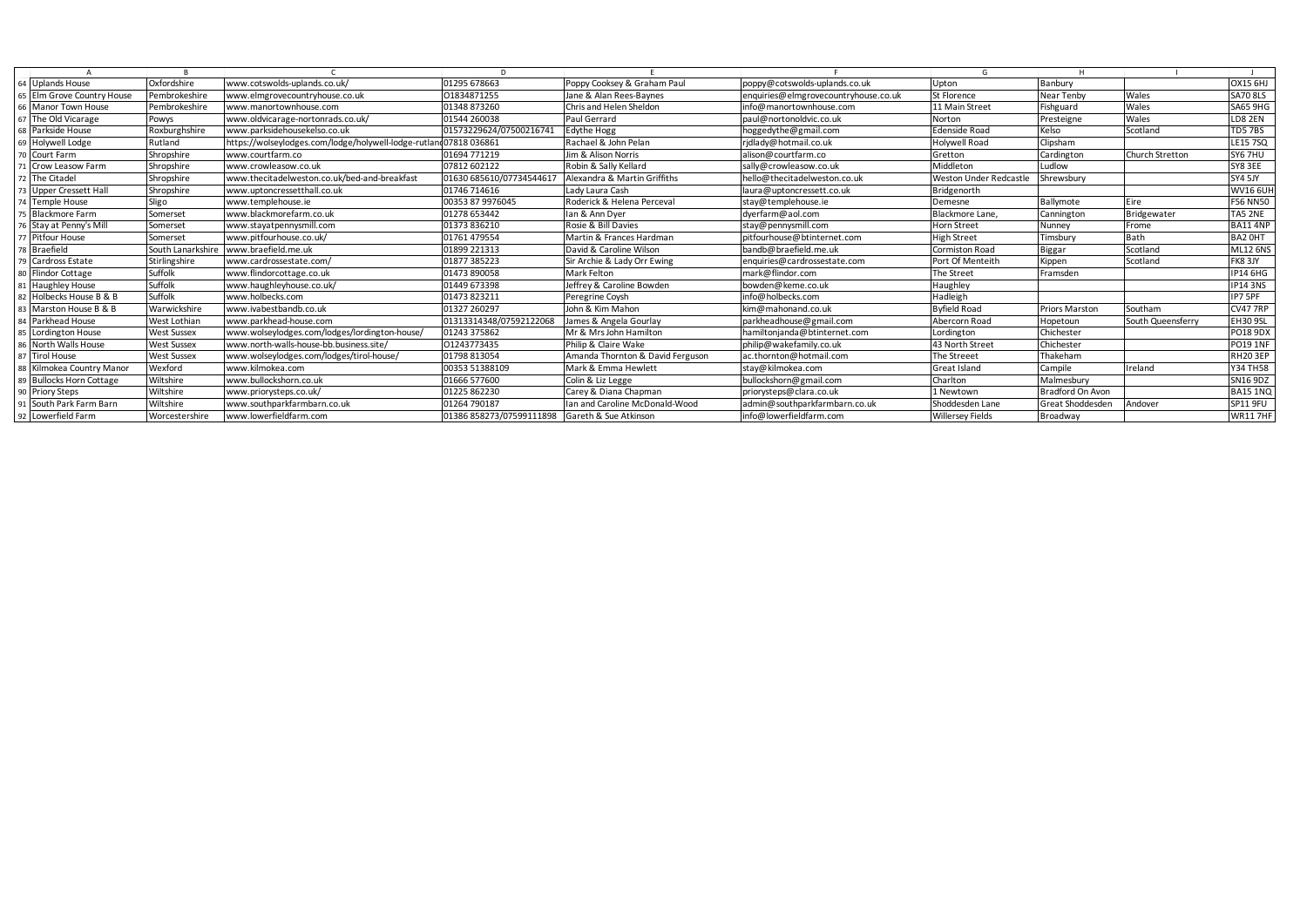| | A | B | C | D | E | F | G | H | I | J |
|---|---|---|---|---|---|---|---|---|---|---|
| 64 | Uplands House | Oxfordshire | www.cotswolds-uplands.co.uk/ | 01295 678663 | Poppy Cooksey & Graham Paul | poppy@cotswolds-uplands.co.uk | Upton | Banbury | | OX15 6HJ |
| 65 | Elm Grove Country House | Pembrokeshire | www.elmgrovecountryhouse.co.uk | O1834871255 | Jane & Alan Rees-Baynes | enquiries@elmgrovecountryhouse.co.uk | St Florence | Near Tenby | Wales | SA70 8LS |
| 66 | Manor Town House | Pembrokeshire | www.manortownhouse.com | 01348 873260 | Chris and Helen Sheldon | info@manortownhouse.com | 11 Main Street | Fishguard | Wales | SA65 9HG |
| 67 | The Old Vicarage | Powys | www.oldvicarage-nortonrads.co.uk/ | 01544 260038 | Paul Gerrard | paul@nortonoldvic.co.uk | Norton | Presteigne | Wales | LD8 2EN |
| 68 | Parkside House | Roxburghshire | www.parksidehousekelso.co.uk | 01573229624/07500216741 | Edythe Hogg | hoggedythe@gmail.com | Edenside Road | Kelso | Scotland | TD5 7BS |
| 69 | Holywell Lodge | Rutland | https://wolseylodges.com/lodge/holywell-lodge-rutland | 07818 036861 | Rachael & John Pelan | rjdlady@hotmail.co.uk | Holywell Road | Clipsham | | LE15 7SQ |
| 70 | Court Farm | Shropshire | www.courtfarm.co | 01694 771219 | Jim & Alison Norris | alison@courtfarm.co | Gretton | Cardington | Church Stretton | SY6 7HU |
| 71 | Crow Leasow Farm | Shropshire | www.crowleasow.co.uk | 07812 602122 | Robin & Sally Kellard | sally@crowleasow.co.uk | Middleton | Ludlow | | SY8 3EE |
| 72 | The Citadel | Shropshire | www.thecitadelweston.co.uk/bed-and-breakfast | 01630 685610/07734544617 | Alexandra & Martin Griffiths | hello@thecitadelweston.co.uk | Weston Under Redcastle | Shrewsbury | | SY4 5JY |
| 73 | Upper Cressett Hall | Shropshire | www.uptoncressetthall.co.uk | 01746 714616 | Lady Laura Cash | laura@uptoncressett.co.uk | Bridgenorth | | | WV16 6UH |
| 74 | Temple House | Sligo | www.templehouse.ie | 00353 87 9976045 | Roderick & Helena Perceval | stay@templehouse.ie | Demesne | Ballymote | Eire | F56 NN50 |
| 75 | Blackmore Farm | Somerset | www.blackmorefarm.co.uk | 01278 653442 | Ian & Ann Dyer | dyerfarm@aol.com | Blackmore Lane, | Cannington | Bridgewater | TA5 2NE |
| 76 | Stay at Penny's Mill | Somerset | www.stayatpennysmill.com | 01373 836210 | Rosie & Bill Davies | stay@pennysmill.com | Horn Street | Nunney | Frome | BA11 4NP |
| 77 | Pitfour House | Somerset | www.pitfourhouse.co.uk/ | 01761 479554 | Martin & Frances Hardman | pitfourhouse@btinternet.com | High Street | Timsbury | Bath | BA2 0HT |
| 78 | Braefield | South Lanarkshire | www.braefield.me.uk | 01899 221313 | David & Caroline Wilson | bandb@braefield.me.uk | Cormiston Road | Biggar | Scotland | ML12 6NS |
| 79 | Cardross Estate | Stirlingshire | www.cardrossestate.com/ | 01877 385223 | Sir Archie & Lady Orr Ewing | enquiries@cardrossestate.com | Port Of Menteith | Kippen | Scotland | FK8 3JY |
| 80 | Flindor Cottage | Suffolk | www.flindorcottage.co.uk | 01473 890058 | Mark Felton | mark@flindor.com | The Street | Framsden | | IP14 6HG |
| 81 | Haughley House | Suffolk | www.haughleyhouse.co.uk/ | 01449 673398 | Jeffrey & Caroline Bowden | bowden@keme.co.uk | Haughley | | | IP14 3NS |
| 82 | Holbecks House B & B | Suffolk | www.holbecks.com | 01473 823211 | Peregrine Coysh | info@holbecks.com | Hadleigh | | | IP7 5PF |
| 83 | Marston House B & B | Warwickshire | www.ivabestbandb.co.uk | 01327 260297 | John & Kim Mahon | kim@mahonand.co.uk | Byfield Road | Priors Marston | Southam | CV47 7RP |
| 84 | Parkhead House | West Lothian | www.parkhead-house.com | 01313314348/07592122068 | James & Angela Gourlay | parkheadhouse@gmail.com | Abercorn Road | Hopetoun | South Queensferry | EH30 9SL |
| 85 | Lordington House | West Sussex | www.wolseylodges.com/lodges/lordington-house/ | 01243 375862 | Mr & Mrs John Hamilton | hamiltonjanda@btinternet.com | Lordington | Chichester | | PO18 9DX |
| 86 | North Walls House | West Sussex | www.north-walls-house-bb.business.site/ | O1243773435 | Philip & Claire Wake | philip@wakefamily.co.uk | 43 North Street | Chichester | | PO19 1NF |
| 87 | Tirol House | West Sussex | www.wolseylodges.com/lodges/tirol-house/ | 01798 813054 | Amanda Thornton & David Ferguson | ac.thornton@hotmail.com | The Streeet | Thakeham | | RH20 3EP |
| 88 | Kilmokea Country Manor | Wexford | www.kilmokea.com | 00353 51388109 | Mark & Emma Hewlett | stay@kilmokea.com | Great Island | Campile | Ireland | Y34 TH58 |
| 89 | Bullocks Horn Cottage | Wiltshire | www.bullockshorn.co.uk | 01666 577600 | Colin & Liz Legge | bullockshorn@gmail.com | Charlton | Malmesbury | | SN16 9DZ |
| 90 | Priory Steps | Wiltshire | www.priorysteps.co.uk/ | 01225 862230 | Carey & Diana Chapman | priorysteps@clara.co.uk | 1 Newtown | Bradford On Avon | | BA15 1NQ |
| 91 | South Park Farm Barn | Wiltshire | www.southparkfarmbarn.co.uk | 01264 790187 | Ian and Caroline McDonald-Wood | admin@southparkfarmbarn.co.uk | Shoddesden Lane | Great Shoddesden | Andover | SP11 9FU |
| 92 | Lowerfield Farm | Worcestershire | www.lowerfieldfarm.com | 01386 858273/07599111898 | Gareth & Sue Atkinson | info@lowerfieldfarm.com | Willersey Fields | Broadway | | WR11 7HF |